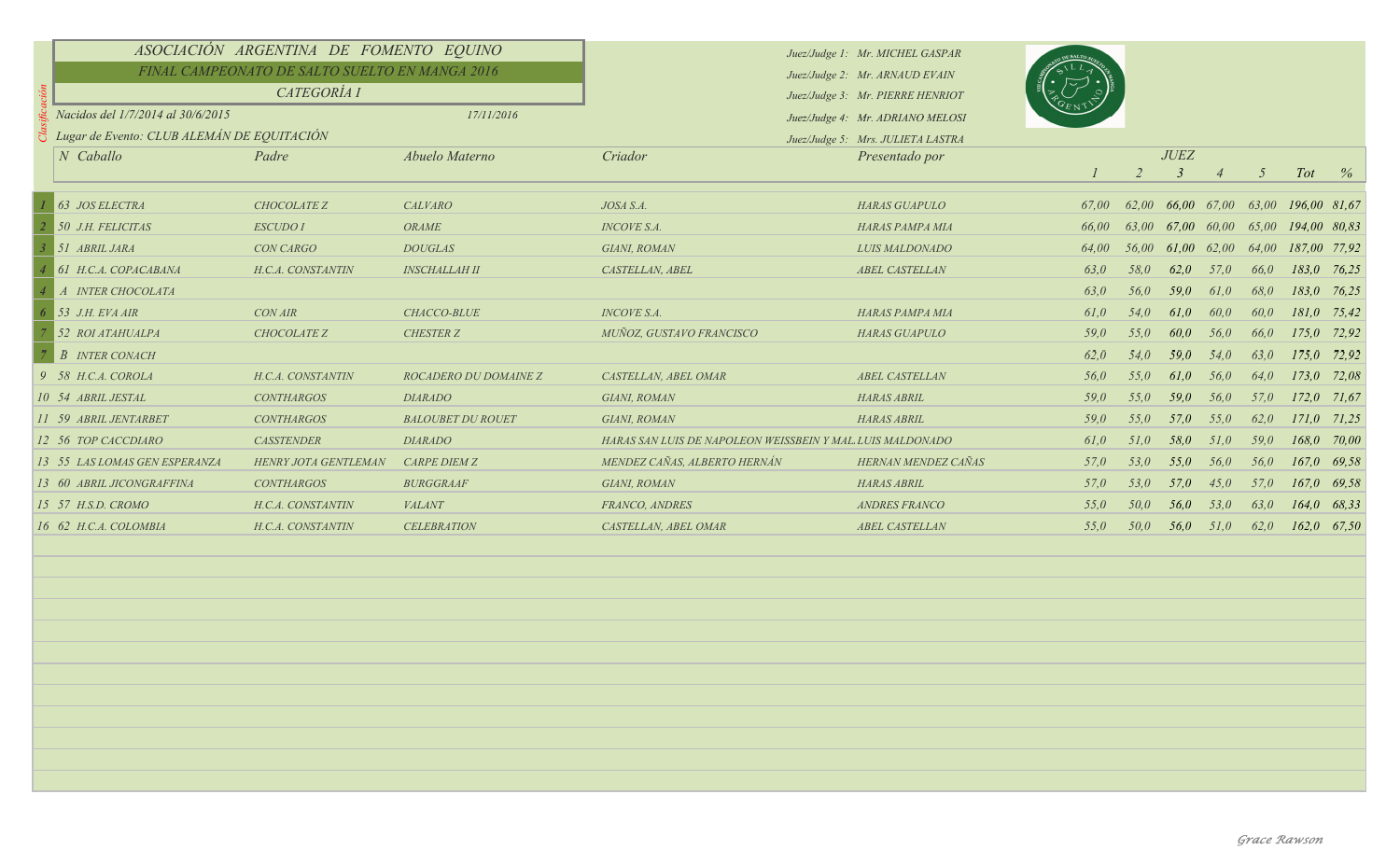# ASOCIACIÓN ARGENTINA DE FOMENTO EQUINO

## FINAL CAMPEONATO DE SALTO SUELTO EN MANGA 2016

### CATEGORÍA I

Nacidos del 1/7/2014 al 30/6/2015 — 17/11/2016

Lugar de Evento: CLUB ALEMÁN DE EQUITACIÓN

Juez/Judge 1: Mr. MICHEL GASPAR
Juez/Judge 2: Mr. ARNAUD EVAIN
Juez/Judge 3: Mr. PIERRE HENRIOT
Juez/Judge 4: Mr. ADRIANO MELOSI
Juez/Judge 5: Mrs. JULIETA LASTRA

| Clasificación | N | Caballo | Padre | Abuelo Materno | Criador | Presentado por | JUEZ 1 | JUEZ 2 | JUEZ 3 | JUEZ 4 | JUEZ 5 | Tot | % |
|---|---|---|---|---|---|---|---|---|---|---|---|---|---|
| 1 | 63 | JOS ELECTRA | CHOCOLATE Z | CALVARO | JOSA S.A. | HARAS GUAPULO | 67,00 | 62,00 | 66,00 | 67,00 | 63,00 | 196,00 | 81,67 |
| 2 | 50 | J.H. FELICITAS | ESCUDO I | ORAME | INCOVE S.A. | HARAS PAMPA MIA | 66,00 | 63,00 | 67,00 | 60,00 | 65,00 | 194,00 | 80,83 |
| 3 | 51 | ABRIL JARA | CON CARGO | DOUGLAS | GIANI, ROMAN | LUIS MALDONADO | 64,00 | 56,00 | 61,00 | 62,00 | 64,00 | 187,00 | 77,92 |
| 4 | 61 | H.C.A. COPACABANA | H.C.A. CONSTANTIN | INSCHALLAH II | CASTELLAN, ABEL | ABEL CASTELLAN | 63,0 | 58,0 | 62,0 | 57,0 | 66,0 | 183,0 | 76,25 |
| 4 | A | INTER CHOCOLATA | | | | | 63,0 | 56,0 | 59,0 | 61,0 | 68,0 | 183,0 | 76,25 |
| 6 | 53 | J.H. EVA AIR | CON AIR | CHACCO-BLUE | INCOVE S.A. | HARAS PAMPA MIA | 61,0 | 54,0 | 61,0 | 60,0 | 60,0 | 181,0 | 75,42 |
| 7 | 52 | ROI ATAHUALPA | CHOCOLATE Z | CHESTER Z | MUÑOZ, GUSTAVO FRANCISCO | HARAS GUAPULO | 59,0 | 55,0 | 60,0 | 56,0 | 66,0 | 175,0 | 72,92 |
| 7 | B | INTER CONACH | | | | | 62,0 | 54,0 | 59,0 | 54,0 | 63,0 | 175,0 | 72,92 |
| 9 | 58 | H.C.A. COROLA | H.C.A. CONSTANTIN | ROCADERO DU DOMAINE Z | CASTELLAN, ABEL OMAR | ABEL CASTELLAN | 56,0 | 55,0 | 61,0 | 56,0 | 64,0 | 173,0 | 72,08 |
| 10 | 54 | ABRIL JESTAL | CONTHARGOS | DIARADO | GIANI, ROMAN | HARAS ABRIL | 59,0 | 55,0 | 59,0 | 56,0 | 57,0 | 172,0 | 71,67 |
| 11 | 59 | ABRIL JENTARBET | CONTHARGOS | BALOUBET DU ROUET | GIANI, ROMAN | HARAS ABRIL | 59,0 | 55,0 | 57,0 | 55,0 | 62,0 | 171,0 | 71,25 |
| 12 | 56 | TOP CACCDIARO | CASSTENDER | DIARADO | HARAS SAN LUIS DE NAPOLEON WEISSBEIN Y MAL. | LUIS MALDONADO | 61,0 | 51,0 | 58,0 | 51,0 | 59,0 | 168,0 | 70,00 |
| 13 | 55 | LAS LOMAS GEN ESPERANZA | HENRY JOTA GENTLEMAN | CARPE DIEM Z | MENDEZ CAÑAS, ALBERTO HERNÁN | HERNAN MENDEZ CAÑAS | 57,0 | 53,0 | 55,0 | 56,0 | 56,0 | 167,0 | 69,58 |
| 13 | 60 | ABRIL JICONGRAFFINA | CONTHARGOS | BURGGRAAF | GIANI, ROMAN | HARAS ABRIL | 57,0 | 53,0 | 57,0 | 45,0 | 57,0 | 167,0 | 69,58 |
| 15 | 57 | H.S.D. CROMO | H.C.A. CONSTANTIN | VALANT | FRANCO, ANDRES | ANDRES FRANCO | 55,0 | 50,0 | 56,0 | 53,0 | 63,0 | 164,0 | 68,33 |
| 16 | 62 | H.C.A. COLOMBIA | H.C.A. CONSTANTIN | CELEBRATION | CASTELLAN, ABEL OMAR | ABEL CASTELLAN | 55,0 | 50,0 | 56,0 | 51,0 | 62,0 | 162,0 | 67,50 |

Grace Rawson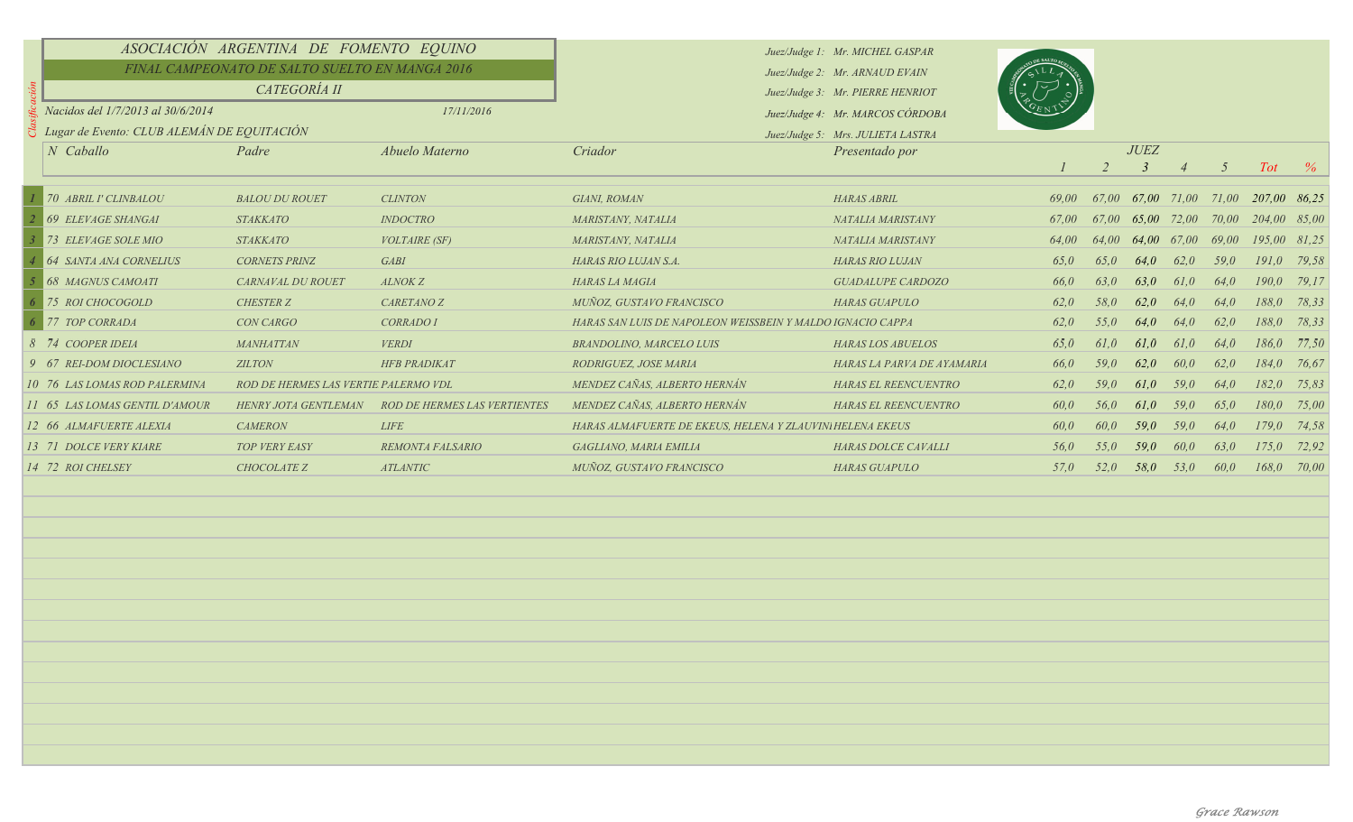# ASOCIACIÓN ARGENTINA DE FOMENTO EQUINO

## FINAL CAMPEONATO DE SALTO SUELTO EN MANGA 2016

### CATEGORÍA II

*Nacidos del 1/7/2013 al 30/6/2014* — *17/11/2016*

*Lugar de Evento: CLUB ALEMÁN DE EQUITACIÓN*

*Juez/Judge 1: Mr. MICHEL GASPAR*
*Juez/Judge 2: Mr. ARNAUD EVAIN*
*Juez/Judge 3: Mr. PIERRE HENRIOT*
*Juez/Judge 4: Mr. MARCOS CÓRDOBA*
*Juez/Judge 5: Mrs. JULIETA LASTRA*

| Clasificación | N | Caballo | Padre | Abuelo Materno | Criador | Presentado por | JUEZ 1 | 2 | 3 | 4 | 5 | Tot | % |
|---|---|---|---|---|---|---|---|---|---|---|---|---|---|
| 1 | 70 | ABRIL I' CLINBALOU | BALOU DU ROUET | CLINTON | GIANI, ROMAN | HARAS ABRIL | 69,00 | 67,00 | 67,00 | 71,00 | 71,00 | 207,00 | 86,25 |
| 2 | 69 | ELEVAGE SHANGAI | STAKKATO | INDOCTRO | MARISTANY, NATALIA | NATALIA MARISTANY | 67,00 | 67,00 | 65,00 | 72,00 | 70,00 | 204,00 | 85,00 |
| 3 | 73 | ELEVAGE SOLE MIO | STAKKATO | VOLTAIRE (SF) | MARISTANY, NATALIA | NATALIA MARISTANY | 64,00 | 64,00 | 64,00 | 67,00 | 69,00 | 195,00 | 81,25 |
| 4 | 64 | SANTA ANA CORNELIUS | CORNETS PRINZ | GABI | HARAS RIO LUJAN S.A. | HARAS RIO LUJAN | 65,0 | 65,0 | 64,0 | 62,0 | 59,0 | 191,0 | 79,58 |
| 5 | 68 | MAGNUS CAMOATI | CARNAVAL DU ROUET | ALNOK Z | HARAS LA MAGIA | GUADALUPE CARDOZO | 66,0 | 63,0 | 63,0 | 61,0 | 64,0 | 190,0 | 79,17 |
| 6 | 75 | ROI CHOCOGOLD | CHESTER Z | CARETANO Z | MUÑOZ, GUSTAVO FRANCISCO | HARAS GUAPULO | 62,0 | 58,0 | 62,0 | 64,0 | 64,0 | 188,0 | 78,33 |
| 6 | 77 | TOP CORRADA | CON CARGO | CORRADO I | HARAS SAN LUIS DE NAPOLEON WEISSBEIN Y MALDO | IGNACIO CAPPA | 62,0 | 55,0 | 64,0 | 64,0 | 62,0 | 188,0 | 78,33 |
| 8 | 74 | COOPER IDEIA | MANHATTAN | VERDI | BRANDOLINO, MARCELO LUIS | HARAS LOS ABUELOS | 65,0 | 61,0 | 61,0 | 61,0 | 64,0 | 186,0 | 77,50 |
| 9 | 67 | REI-DOM DIOCLESIANO | ZILTON | HFB PRADIKAT | RODRIGUEZ, JOSE MARIA | HARAS LA PARVA DE AYAMARIA | 66,0 | 59,0 | 62,0 | 60,0 | 62,0 | 184,0 | 76,67 |
| 10 | 76 | LAS LOMAS ROD PALERMINA | ROD DE HERMES LAS VERTIE | PALERMO VDL | MENDEZ CAÑAS, ALBERTO HERNÁN | HARAS EL REENCUENTRO | 62,0 | 59,0 | 61,0 | 59,0 | 64,0 | 182,0 | 75,83 |
| 11 | 65 | LAS LOMAS GENTIL D'AMOUR | HENRY JOTA GENTLEMAN | ROD DE HERMES LAS VERTIENTES | MENDEZ CAÑAS, ALBERTO HERNÁN | HARAS EL REENCUENTRO | 60,0 | 56,0 | 61,0 | 59,0 | 65,0 | 180,0 | 75,00 |
| 12 | 66 | ALMAFUERTE ALEXIA | CAMERON | LIFE | HARAS ALMAFUERTE DE EKEUS, HELENA Y ZLAUVINI | HELENA EKEUS | 60,0 | 60,0 | 59,0 | 59,0 | 64,0 | 179,0 | 74,58 |
| 13 | 71 | DOLCE VERY KIARE | TOP VERY EASY | REMONTA FALSARIO | GAGLIANO, MARIA EMILIA | HARAS DOLCE CAVALLI | 56,0 | 55,0 | 59,0 | 60,0 | 63,0 | 175,0 | 72,92 |
| 14 | 72 | ROI CHELSEY | CHOCOLATE Z | ATLANTIC | MUÑOZ, GUSTAVO FRANCISCO | HARAS GUAPULO | 57,0 | 52,0 | 58,0 | 53,0 | 60,0 | 168,0 | 70,00 |

Grace Rawson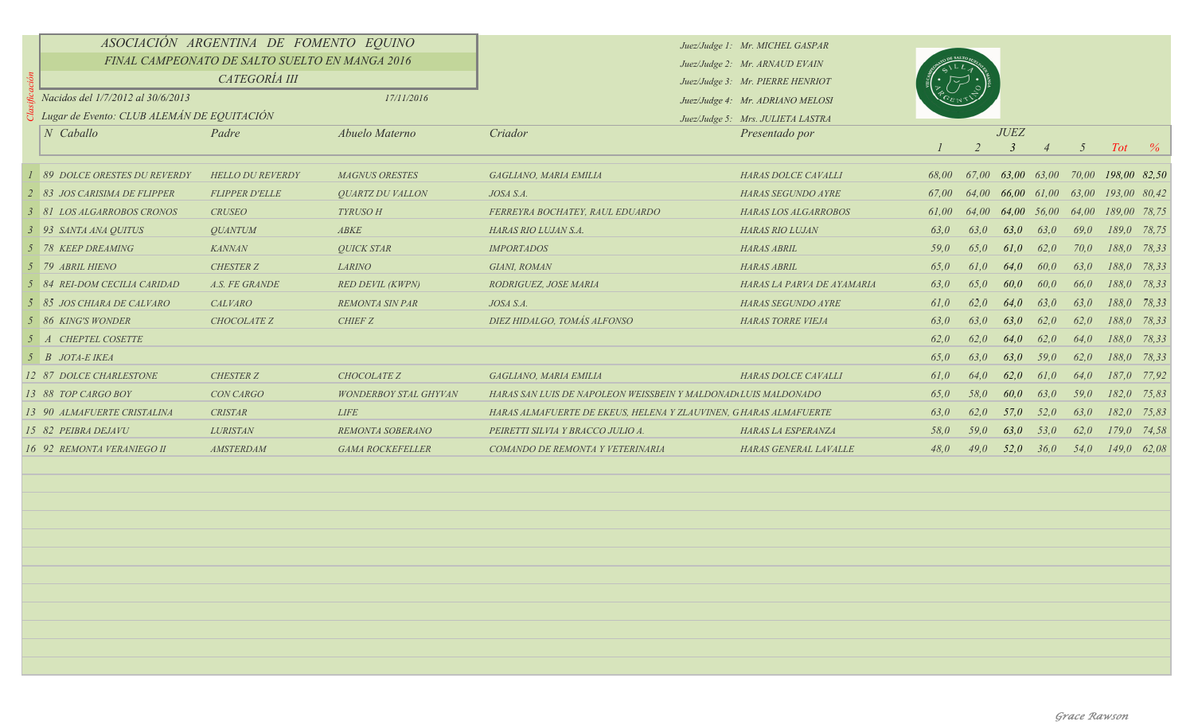*ASOCIACIÓN ARGENTINA DE FOMENTO EQUINO*

*FINAL CAMPEONATO DE SALTO SUELTO EN MANGA 2016*

*CATEGORÍA III*

*Nacidos del 1/7/2012 al 30/6/2013* — *17/11/2016*

*Lugar de Evento: CLUB ALEMÁN DE EQUITACIÓN*

*Juez/Judge 1: Mr. MICHEL GASPAR*
*Juez/Judge 2: Mr. ARNAUD EVAIN*
*Juez/Judge 3: Mr. PIERRE HENRIOT*
*Juez/Judge 4: Mr. ADRIANO MELOSI*
*Juez/Judge 5: Mrs. JULIETA LASTRA*

| Clasificación | N | Caballo | Padre | Abuelo Materno | Criador | Presentado por | JUEZ 1 | 2 | 3 | 4 | 5 | Tot | % |
|---|---|---|---|---|---|---|---|---|---|---|---|---|---|
| 1 | 89 | DOLCE ORESTES DU REVERDY | HELLO DU REVERDY | MAGNUS ORESTES | GAGLIANO, MARIA EMILIA | HARAS DOLCE CAVALLI | 68,00 | 67,00 | 63,00 | 63,00 | 70,00 | 198,00 | 82,50 |
| 2 | 83 | JOS CARISIMA DE FLIPPER | FLIPPER D'ELLE | QUARTZ DU VALLON | JOSA S.A. | HARAS SEGUNDO AYRE | 67,00 | 64,00 | 66,00 | 61,00 | 63,00 | 193,00 | 80,42 |
| 3 | 81 | LOS ALGARROBOS CRONOS | CRUSEO | TYRUSO H | FERREYRA BOCHATEY, RAUL EDUARDO | HARAS LOS ALGARROBOS | 61,00 | 64,00 | 64,00 | 56,00 | 64,00 | 189,00 | 78,75 |
| 3 | 93 | SANTA ANA QUITUS | QUANTUM | ABKE | HARAS RIO LUJAN S.A. | HARAS RIO LUJAN | 63,0 | 63,0 | 63,0 | 63,0 | 69,0 | 189,0 | 78,75 |
| 5 | 78 | KEEP DREAMING | KANNAN | QUICK STAR | IMPORTADOS | HARAS ABRIL | 59,0 | 65,0 | 61,0 | 62,0 | 70,0 | 188,0 | 78,33 |
| 5 | 79 | ABRIL HIENO | CHESTER Z | LARINO | GIANI, ROMAN | HARAS ABRIL | 65,0 | 61,0 | 64,0 | 60,0 | 63,0 | 188,0 | 78,33 |
| 5 | 84 | REI-DOM CECILIA CARIDAD | A.S. FE GRANDE | RED DEVIL (KWPN) | RODRIGUEZ, JOSE MARIA | HARAS LA PARVA DE AYAMARIA | 63,0 | 65,0 | 60,0 | 60,0 | 66,0 | 188,0 | 78,33 |
| 5 | 85 | JOS CHIARA DE CALVARO | CALVARO | REMONTA SIN PAR | JOSA S.A. | HARAS SEGUNDO AYRE | 61,0 | 62,0 | 64,0 | 63,0 | 63,0 | 188,0 | 78,33 |
| 5 | 86 | KING'S WONDER | CHOCOLATE Z | CHIEF Z | DIEZ HIDALGO, TOMÁS ALFONSO | HARAS TORRE VIEJA | 63,0 | 63,0 | 63,0 | 62,0 | 62,0 | 188,0 | 78,33 |
| 5 | A | CHEPTEL COSETTE | | | | | 62,0 | 62,0 | 64,0 | 62,0 | 64,0 | 188,0 | 78,33 |
| 5 | B | JOTA-E IKEA | | | | | 65,0 | 63,0 | 63,0 | 59,0 | 62,0 | 188,0 | 78,33 |
| 12 | 87 | DOLCE CHARLESTONE | CHESTER Z | CHOCOLATE Z | GAGLIANO, MARIA EMILIA | HARAS DOLCE CAVALLI | 61,0 | 64,0 | 62,0 | 61,0 | 64,0 | 187,0 | 77,92 |
| 13 | 88 | TOP CARGO BOY | CON CARGO | WONDERBOY STAL GHYVAN | HARAS SAN LUIS DE NAPOLEON WEISSBEIN Y MALDONADO | LUIS MALDONADO | 65,0 | 58,0 | 60,0 | 63,0 | 59,0 | 182,0 | 75,83 |
| 13 | 90 | ALMAFUERTE CRISTALINA | CRISTAR | LIFE | HARAS ALMAFUERTE DE EKEUS, HELENA Y ZLAUVINEN, G | HARAS ALMAFUERTE | 63,0 | 62,0 | 57,0 | 52,0 | 63,0 | 182,0 | 75,83 |
| 15 | 82 | PEIBRA DEJAVU | LURISTAN | REMONTA SOBERANO | PEIRETTI SILVIA Y BRACCO JULIO A. | HARAS LA ESPERANZA | 58,0 | 59,0 | 63,0 | 53,0 | 62,0 | 179,0 | 74,58 |
| 16 | 92 | REMONTA VERANIEGO II | AMSTERDAM | GAMA ROCKEFELLER | COMANDO DE REMONTA Y VETERINARIA | HARAS GENERAL LAVALLE | 48,0 | 49,0 | 52,0 | 36,0 | 54,0 | 149,0 | 62,08 |

*Grace Rawson*